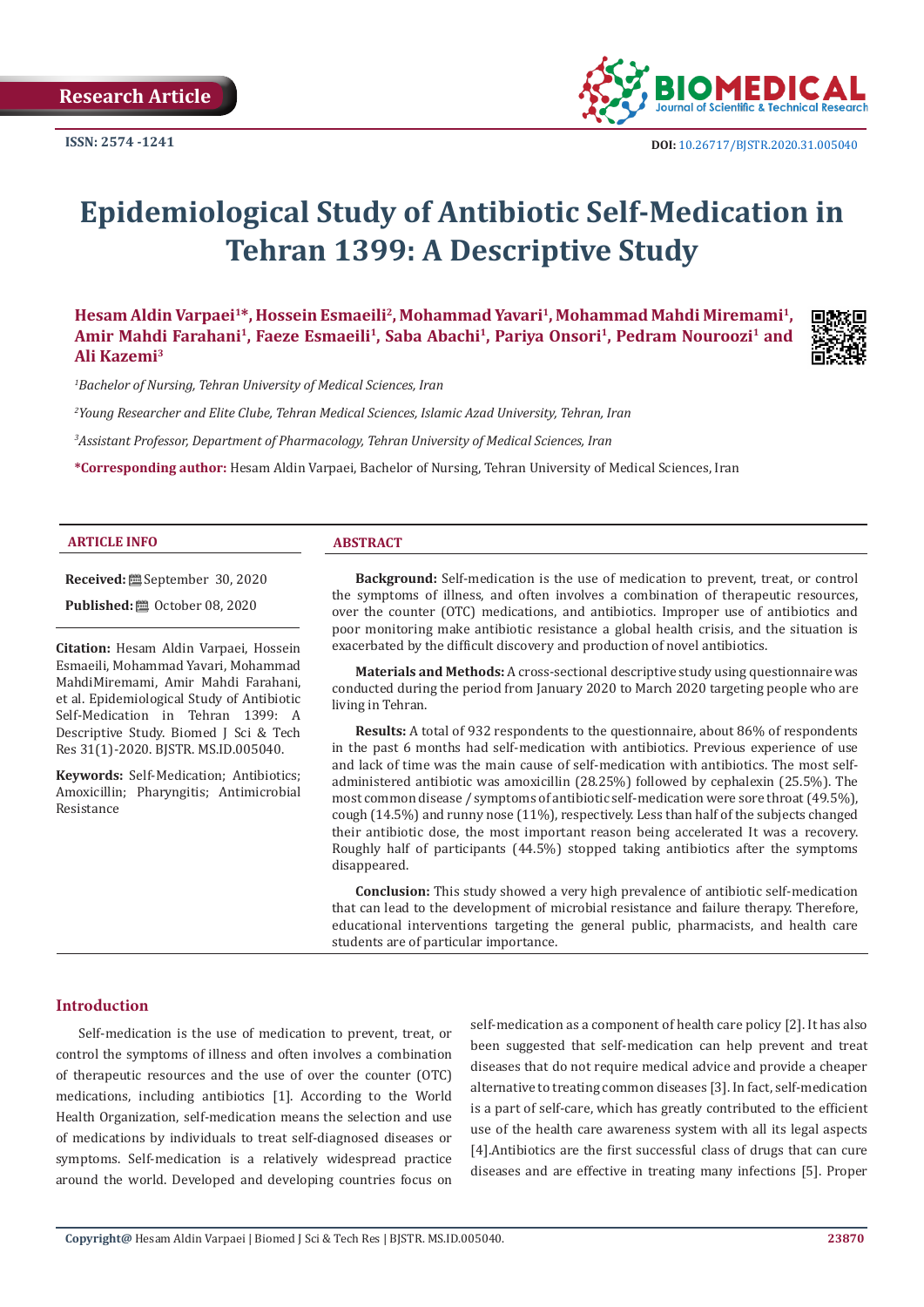Research Article

ISSN: 2574 -1241

DOI: 10.26717/BJSTR.2020.31.005040

# Epidemiological Study of Antibiotic Self-Medication in Tehran 1399: A Descriptive Study

**Hesam Aldin Varpaei[1]*, Hossein Esmaeili[2], Mohammad Yavari[1], Mohammad Mahdi Miremami[1], Amir Mahdi Farahani[1], Faeze Esmaeili[1], Saba Abachi[1], Pariya Onsori[1], Pedram Nouroozi[1] and Ali Kazemi[3]**

*[1]Bachelor of Nursing, Tehran University of Medical Sciences, Iran*

*[2]Young Researcher and Elite Clube, Tehran Medical Sciences, Islamic Azad University, Tehran, Iran*

*[3]Assistant Professor, Department of Pharmacology, Tehran University of Medical Sciences, Iran*

**\*Corresponding author:** Hesam Aldin Varpaei, Bachelor of Nursing, Tehran University of Medical Sciences, Iran

## ARTICLE INFO

**Received:** September 30, 2020

**Published:** October 08, 2020

**Citation:** Hesam Aldin Varpaei, Hossein Esmaeili, Mohammad Yavari, Mohammad MahdiMiremami, Amir Mahdi Farahani, et al. Epidemiological Study of Antibiotic Self-Medication in Tehran 1399: A Descriptive Study. Biomed J Sci & Tech Res 31(1)-2020. BJSTR. MS.ID.005040.

**Keywords:** Self-Medication; Antibiotics; Amoxicillin; Pharyngitis; Antimicrobial Resistance

## ABSTRACT

**Background:** Self-medication is the use of medication to prevent, treat, or control the symptoms of illness, and often involves a combination of therapeutic resources, over the counter (OTC) medications, and antibiotics. Improper use of antibiotics and poor monitoring make antibiotic resistance a global health crisis, and the situation is exacerbated by the difficult discovery and production of novel antibiotics.

**Materials and Methods:** A cross-sectional descriptive study using questionnaire was conducted during the period from January 2020 to March 2020 targeting people who are living in Tehran.

**Results:** A total of 932 respondents to the questionnaire, about 86% of respondents in the past 6 months had self-medication with antibiotics. Previous experience of use and lack of time was the main cause of self-medication with antibiotics. The most self-administered antibiotic was amoxicillin (28.25%) followed by cephalexin (25.5%). The most common disease / symptoms of antibiotic self-medication were sore throat (49.5%), cough (14.5%) and runny nose (11%), respectively. Less than half of the subjects changed their antibiotic dose, the most important reason being accelerated It was a recovery. Roughly half of participants (44.5%) stopped taking antibiotics after the symptoms disappeared.

**Conclusion:** This study showed a very high prevalence of antibiotic self-medication that can lead to the development of microbial resistance and failure therapy. Therefore, educational interventions targeting the general public, pharmacists, and health care students are of particular importance.

## Introduction

Self-medication is the use of medication to prevent, treat, or control the symptoms of illness and often involves a combination of therapeutic resources and the use of over the counter (OTC) medications, including antibiotics [1]. According to the World Health Organization, self-medication means the selection and use of medications by individuals to treat self-diagnosed diseases or symptoms. Self-medication is a relatively widespread practice around the world. Developed and developing countries focus on self-medication as a component of health care policy [2]. It has also been suggested that self-medication can help prevent and treat diseases that do not require medical advice and provide a cheaper alternative to treating common diseases [3]. In fact, self-medication is a part of self-care, which has greatly contributed to the efficient use of the health care awareness system with all its legal aspects [4].Antibiotics are the first successful class of drugs that can cure diseases and are effective in treating many infections [5]. Proper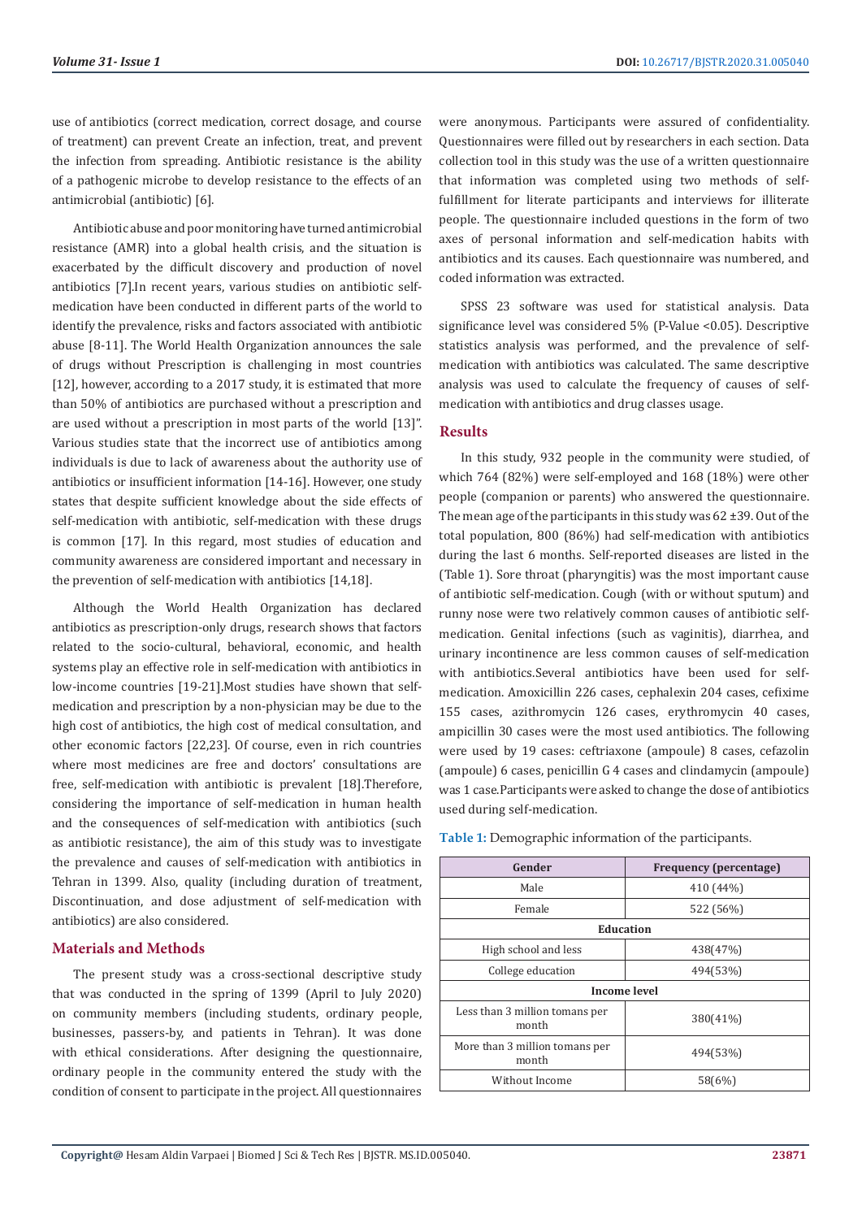use of antibiotics (correct medication, correct dosage, and course of treatment) can prevent Create an infection, treat, and prevent the infection from spreading. Antibiotic resistance is the ability of a pathogenic microbe to develop resistance to the effects of an antimicrobial (antibiotic) [6].

Antibiotic abuse and poor monitoring have turned antimicrobial resistance (AMR) into a global health crisis, and the situation is exacerbated by the difficult discovery and production of novel antibiotics [7].In recent years, various studies on antibiotic self-medication have been conducted in different parts of the world to identify the prevalence, risks and factors associated with antibiotic abuse [8-11]. The World Health Organization announces the sale of drugs without Prescription is challenging in most countries [12], however, according to a 2017 study, it is estimated that more than 50% of antibiotics are purchased without a prescription and are used without a prescription in most parts of the world [13]". Various studies state that the incorrect use of antibiotics among individuals is due to lack of awareness about the authority use of antibiotics or insufficient information [14-16]. However, one study states that despite sufficient knowledge about the side effects of self-medication with antibiotic, self-medication with these drugs is common [17]. In this regard, most studies of education and community awareness are considered important and necessary in the prevention of self-medication with antibiotics [14,18].

Although the World Health Organization has declared antibiotics as prescription-only drugs, research shows that factors related to the socio-cultural, behavioral, economic, and health systems play an effective role in self-medication with antibiotics in low-income countries [19-21].Most studies have shown that self-medication and prescription by a non-physician may be due to the high cost of antibiotics, the high cost of medical consultation, and other economic factors [22,23]. Of course, even in rich countries where most medicines are free and doctors' consultations are free, self-medication with antibiotic is prevalent [18].Therefore, considering the importance of self-medication in human health and the consequences of self-medication with antibiotics (such as antibiotic resistance), the aim of this study was to investigate the prevalence and causes of self-medication with antibiotics in Tehran in 1399. Also, quality (including duration of treatment, Discontinuation, and dose adjustment of self-medication with antibiotics) are also considered.

## Materials and Methods

The present study was a cross-sectional descriptive study that was conducted in the spring of 1399 (April to July 2020) on community members (including students, ordinary people, businesses, passers-by, and patients in Tehran). It was done with ethical considerations. After designing the questionnaire, ordinary people in the community entered the study with the condition of consent to participate in the project. All questionnaires were anonymous. Participants were assured of confidentiality. Questionnaires were filled out by researchers in each section. Data collection tool in this study was the use of a written questionnaire that information was completed using two methods of self-fulfillment for literate participants and interviews for illiterate people. The questionnaire included questions in the form of two axes of personal information and self-medication habits with antibiotics and its causes. Each questionnaire was numbered, and coded information was extracted.

SPSS 23 software was used for statistical analysis. Data significance level was considered 5% (P-Value <0.05). Descriptive statistics analysis was performed, and the prevalence of self-medication with antibiotics was calculated. The same descriptive analysis was used to calculate the frequency of causes of self-medication with antibiotics and drug classes usage.

## Results

In this study, 932 people in the community were studied, of which 764 (82%) were self-employed and 168 (18%) were other people (companion or parents) who answered the questionnaire. The mean age of the participants in this study was 62 ±39. Out of the total population, 800 (86%) had self-medication with antibiotics during the last 6 months. Self-reported diseases are listed in the (Table 1). Sore throat (pharyngitis) was the most important cause of antibiotic self-medication. Cough (with or without sputum) and runny nose were two relatively common causes of antibiotic self-medication. Genital infections (such as vaginitis), diarrhea, and urinary incontinence are less common causes of self-medication with antibiotics.Several antibiotics have been used for self-medication. Amoxicillin 226 cases, cephalexin 204 cases, cefixime 155 cases, azithromycin 126 cases, erythromycin 40 cases, ampicillin 30 cases were the most used antibiotics. The following were used by 19 cases: ceftriaxone (ampoule) 8 cases, cefazolin (ampoule) 6 cases, penicillin G 4 cases and clindamycin (ampoule) was 1 case.Participants were asked to change the dose of antibiotics used during self-medication.

**Table 1:** Demographic information of the participants.

| Gender | Frequency (percentage) |
|---|---|
| Male | 410 (44%) |
| Female | 522 (56%) |
| **Education** | |
| High school and less | 438(47%) |
| College education | 494(53%) |
| **Income level** | |
| Less than 3 million tomans per month | 380(41%) |
| More than 3 million tomans per month | 494(53%) |
| Without Income | 58(6%) |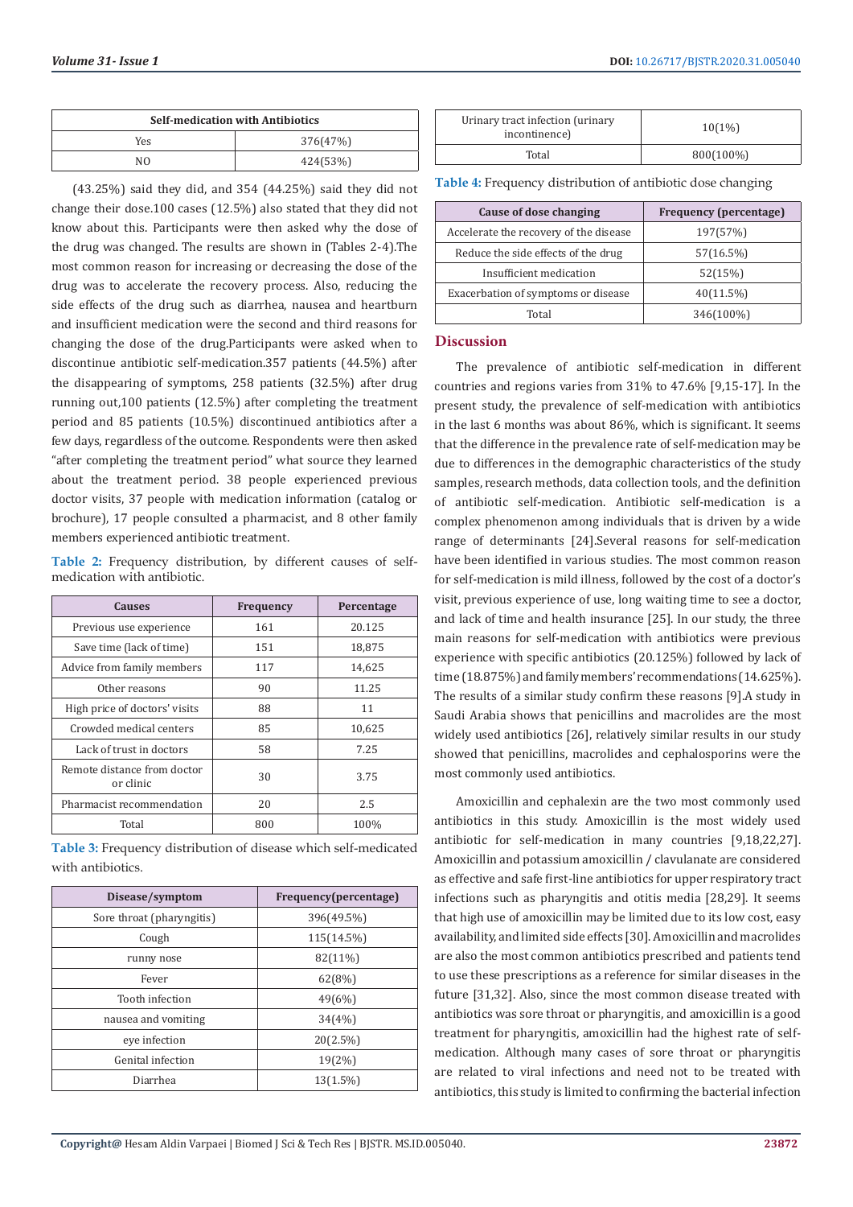| Self-medication with Antibiotics | |
|---|---|
| Yes | 376(47%) |
| NO | 424(53%) |

(43.25%) said they did, and 354 (44.25%) said they did not change their dose.100 cases (12.5%) also stated that they did not know about this. Participants were then asked why the dose of the drug was changed. The results are shown in (Tables 2-4).The most common reason for increasing or decreasing the dose of the drug was to accelerate the recovery process. Also, reducing the side effects of the drug such as diarrhea, nausea and heartburn and insufficient medication were the second and third reasons for changing the dose of the drug.Participants were asked when to discontinue antibiotic self-medication.357 patients (44.5%) after the disappearing of symptoms, 258 patients (32.5%) after drug running out,100 patients (12.5%) after completing the treatment period and 85 patients (10.5%) discontinued antibiotics after a few days, regardless of the outcome. Respondents were then asked "after completing the treatment period" what source they learned about the treatment period. 38 people experienced previous doctor visits, 37 people with medication information (catalog or brochure), 17 people consulted a pharmacist, and 8 other family members experienced antibiotic treatment.

**Table 2:** Frequency distribution, by different causes of self-medication with antibiotic.

| Causes | Frequency | Percentage |
|---|---|---|
| Previous use experience | 161 | 20.125 |
| Save time (lack of time) | 151 | 18,875 |
| Advice from family members | 117 | 14,625 |
| Other reasons | 90 | 11.25 |
| High price of doctors' visits | 88 | 11 |
| Crowded medical centers | 85 | 10,625 |
| Lack of trust in doctors | 58 | 7.25 |
| Remote distance from doctor or clinic | 30 | 3.75 |
| Pharmacist recommendation | 20 | 2.5 |
| Total | 800 | 100% |

**Table 3:** Frequency distribution of disease which self-medicated with antibiotics.

| Disease/symptom | Frequency(percentage) |
|---|---|
| Sore throat (pharyngitis) | 396(49.5%) |
| Cough | 115(14.5%) |
| runny nose | 82(11%) |
| Fever | 62(8%) |
| Tooth infection | 49(6%) |
| nausea and vomiting | 34(4%) |
| eye infection | 20(2.5%) |
| Genital infection | 19(2%) |
| Diarrhea | 13(1.5%) |
| Urinary tract infection (urinary incontinence) | 10(1%) |
| Total | 800(100%) |

**Table 4:** Frequency distribution of antibiotic dose changing

| Cause of dose changing | Frequency (percentage) |
|---|---|
| Accelerate the recovery of the disease | 197(57%) |
| Reduce the side effects of the drug | 57(16.5%) |
| Insufficient medication | 52(15%) |
| Exacerbation of symptoms or disease | 40(11.5%) |
| Total | 346(100%) |

## Discussion

The prevalence of antibiotic self-medication in different countries and regions varies from 31% to 47.6% [9,15-17]. In the present study, the prevalence of self-medication with antibiotics in the last 6 months was about 86%, which is significant. It seems that the difference in the prevalence rate of self-medication may be due to differences in the demographic characteristics of the study samples, research methods, data collection tools, and the definition of antibiotic self-medication. Antibiotic self-medication is a complex phenomenon among individuals that is driven by a wide range of determinants [24].Several reasons for self-medication have been identified in various studies. The most common reason for self-medication is mild illness, followed by the cost of a doctor's visit, previous experience of use, long waiting time to see a doctor, and lack of time and health insurance [25]. In our study, the three main reasons for self-medication with antibiotics were previous experience with specific antibiotics (20.125%) followed by lack of time (18.875%) and family members' recommendations (14.625%). The results of a similar study confirm these reasons [9].A study in Saudi Arabia shows that penicillins and macrolides are the most widely used antibiotics [26], relatively similar results in our study showed that penicillins, macrolides and cephalosporins were the most commonly used antibiotics.

Amoxicillin and cephalexin are the two most commonly used antibiotics in this study. Amoxicillin is the most widely used antibiotic for self-medication in many countries [9,18,22,27]. Amoxicillin and potassium amoxicillin / clavulanate are considered as effective and safe first-line antibiotics for upper respiratory tract infections such as pharyngitis and otitis media [28,29]. It seems that high use of amoxicillin may be limited due to its low cost, easy availability, and limited side effects [30]. Amoxicillin and macrolides are also the most common antibiotics prescribed and patients tend to use these prescriptions as a reference for similar diseases in the future [31,32]. Also, since the most common disease treated with antibiotics was sore throat or pharyngitis, and amoxicillin is a good treatment for pharyngitis, amoxicillin had the highest rate of self-medication. Although many cases of sore throat or pharyngitis are related to viral infections and need not to be treated with antibiotics, this study is limited to confirming the bacterial infection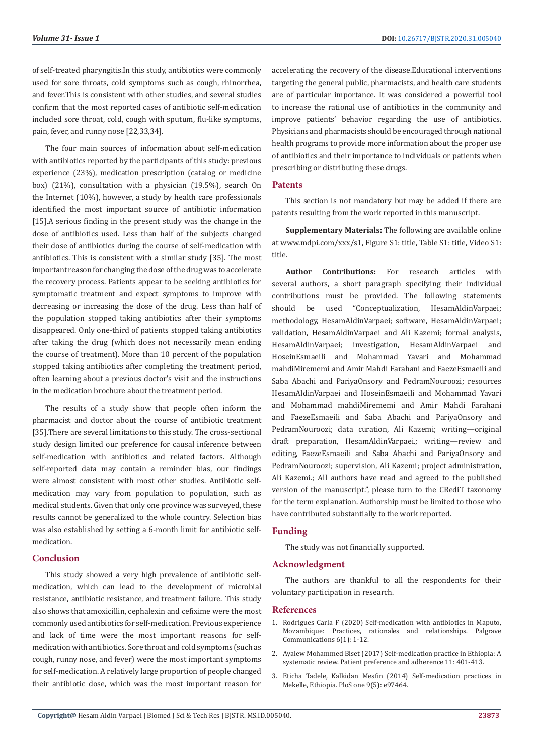of self-treated pharyngitis.In this study, antibiotics were commonly used for sore throats, cold symptoms such as cough, rhinorrhea, and fever.This is consistent with other studies, and several studies confirm that the most reported cases of antibiotic self-medication included sore throat, cold, cough with sputum, flu-like symptoms, pain, fever, and runny nose [22,33,34].

The four main sources of information about self-medication with antibiotics reported by the participants of this study: previous experience (23%), medication prescription (catalog or medicine box) (21%), consultation with a physician (19.5%), search On the Internet (10%), however, a study by health care professionals identified the most important source of antibiotic information [15].A serious finding in the present study was the change in the dose of antibiotics used. Less than half of the subjects changed their dose of antibiotics during the course of self-medication with antibiotics. This is consistent with a similar study [35]. The most important reason for changing the dose of the drug was to accelerate the recovery process. Patients appear to be seeking antibiotics for symptomatic treatment and expect symptoms to improve with decreasing or increasing the dose of the drug. Less than half of the population stopped taking antibiotics after their symptoms disappeared. Only one-third of patients stopped taking antibiotics after taking the drug (which does not necessarily mean ending the course of treatment). More than 10 percent of the population stopped taking antibiotics after completing the treatment period, often learning about a previous doctor's visit and the instructions in the medication brochure about the treatment period.

The results of a study show that people often inform the pharmacist and doctor about the course of antibiotic treatment [35].There are several limitations to this study. The cross-sectional study design limited our preference for causal inference between self-medication with antibiotics and related factors. Although self-reported data may contain a reminder bias, our findings were almost consistent with most other studies. Antibiotic self-medication may vary from population to population, such as medical students. Given that only one province was surveyed, these results cannot be generalized to the whole country. Selection bias was also established by setting a 6-month limit for antibiotic self-medication.

## Conclusion

This study showed a very high prevalence of antibiotic self-medication, which can lead to the development of microbial resistance, antibiotic resistance, and treatment failure. This study also shows that amoxicillin, cephalexin and cefixime were the most commonly used antibiotics for self-medication. Previous experience and lack of time were the most important reasons for self-medication with antibiotics. Sore throat and cold symptoms (such as cough, runny nose, and fever) were the most important symptoms for self-medication. A relatively large proportion of people changed their antibiotic dose, which was the most important reason for accelerating the recovery of the disease.Educational interventions targeting the general public, pharmacists, and health care students are of particular importance. It was considered a powerful tool to increase the rational use of antibiotics in the community and improve patients' behavior regarding the use of antibiotics. Physicians and pharmacists should be encouraged through national health programs to provide more information about the proper use of antibiotics and their importance to individuals or patients when prescribing or distributing these drugs.

## Patents

This section is not mandatory but may be added if there are patents resulting from the work reported in this manuscript.

**Supplementary Materials:** The following are available online at www.mdpi.com/xxx/s1, Figure S1: title, Table S1: title, Video S1: title.

**Author Contributions:** For research articles with several authors, a short paragraph specifying their individual contributions must be provided. The following statements should be used "Conceptualization, HesamAldinVarpaei; methodology, HesamAldinVarpaei; software, HesamAldinVarpaei; validation, HesamAldinVarpaei and Ali Kazemi; formal analysis, HesamAldinVarpaei; investigation, HesamAldinVarpaei and HoseinEsmaeili and Mohammad Yavari and Mohammad mahdiMiremami and Amir Mahdi Farahani and FaezeEsmaeili and Saba Abachi and PariyaOnsory and PedramNouroozi; resources HesamAldinVarpaei and HoseinEsmaeili and Mohammad Yavari and Mohammad mahdiMiremami and Amir Mahdi Farahani and FaezeEsmaeili and Saba Abachi and PariyaOnsory and PedramNouroozi; data curation, Ali Kazemi; writing—original draft preparation, HesamAldinVarpaei.; writing—review and editing, FaezeEsmaeili and Saba Abachi and PariyaOnsory and PedramNouroozi; supervision, Ali Kazemi; project administration, Ali Kazemi.; All authors have read and agreed to the published version of the manuscript.", please turn to the CRediT taxonomy for the term explanation. Authorship must be limited to those who have contributed substantially to the work reported.

## Funding

The study was not financially supported.

## Acknowledgment

The authors are thankful to all the respondents for their voluntary participation in research.

## References

1. Rodrigues Carla F (2020) Self-medication with antibiotics in Maputo, Mozambique: Practices, rationales and relationships. Palgrave Communications 6(1): 1-12.
2. Ayalew Mohammed Biset (2017) Self-medication practice in Ethiopia: A systematic review. Patient preference and adherence 11: 401-413.
3. Eticha Tadele, Kalkidan Mesfin (2014) Self-medication practices in Mekelle, Ethiopia. PloS one 9(5): e97464.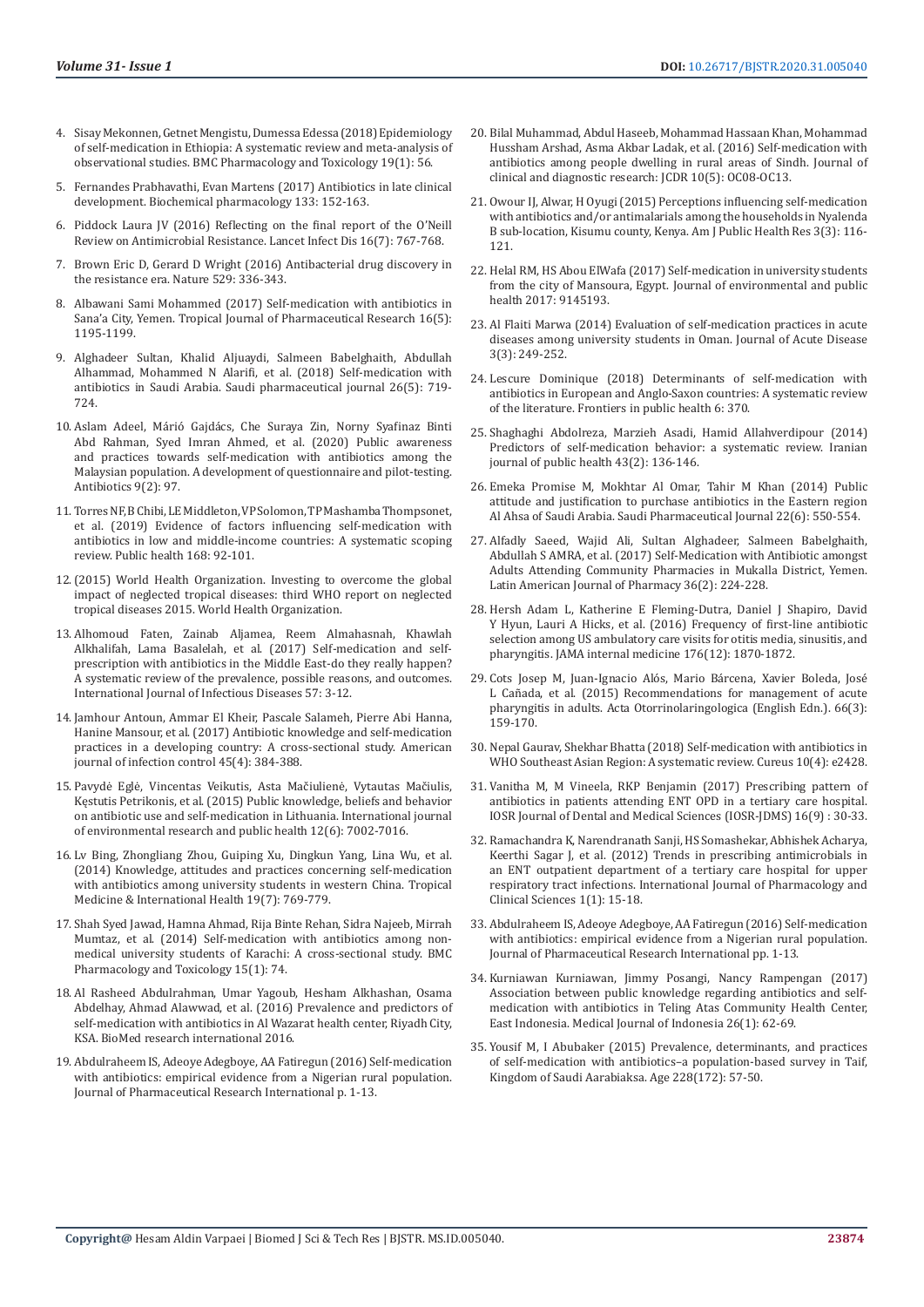4. Sisay Mekonnen, Getnet Mengistu, Dumessa Edessa (2018) Epidemiology of self-medication in Ethiopia: A systematic review and meta-analysis of observational studies. BMC Pharmacology and Toxicology 19(1): 56.

5. Fernandes Prabhavathi, Evan Martens (2017) Antibiotics in late clinical development. Biochemical pharmacology 133: 152-163.

6. Piddock Laura JV (2016) Reflecting on the final report of the O'Neill Review on Antimicrobial Resistance. Lancet Infect Dis 16(7): 767-768.

7. Brown Eric D, Gerard D Wright (2016) Antibacterial drug discovery in the resistance era. Nature 529: 336-343.

8. Albawani Sami Mohammed (2017) Self-medication with antibiotics in Sana'a City, Yemen. Tropical Journal of Pharmaceutical Research 16(5): 1195-1199.

9. Alghadeer Sultan, Khalid Aljuaydi, Salmeen Babelghaith, Abdullah Alhammad, Mohammed N Alarifi, et al. (2018) Self-medication with antibiotics in Saudi Arabia. Saudi pharmaceutical journal 26(5): 719-724.

10. Aslam Adeel, Márió Gajdács, Che Suraya Zin, Norny Syafinaz Binti Abd Rahman, Syed Imran Ahmed, et al. (2020) Public awareness and practices towards self-medication with antibiotics among the Malaysian population. A development of questionnaire and pilot-testing. Antibiotics 9(2): 97.

11. Torres NF, B Chibi, LE Middleton, VP Solomon, TP Mashamba Thompsonet, et al. (2019) Evidence of factors influencing self-medication with antibiotics in low and middle-income countries: A systematic scoping review. Public health 168: 92-101.

12. (2015) World Health Organization. Investing to overcome the global impact of neglected tropical diseases: third WHO report on neglected tropical diseases 2015. World Health Organization.

13. Alhomoud Faten, Zainab Aljamea, Reem Almahasnah, Khawlah Alkhalifah, Lama Basalelah, et al. (2017) Self-medication and self-prescription with antibiotics in the Middle East-do they really happen? A systematic review of the prevalence, possible reasons, and outcomes. International Journal of Infectious Diseases 57: 3-12.

14. Jamhour Antoun, Ammar El Kheir, Pascale Salameh, Pierre Abi Hanna, Hanine Mansour, et al. (2017) Antibiotic knowledge and self-medication practices in a developing country: A cross-sectional study. American journal of infection control 45(4): 384-388.

15. Pavydė Eglė, Vincentas Veikutis, Asta Mačiulienė, Vytautas Mačiulis, Kęstutis Petrikonis, et al. (2015) Public knowledge, beliefs and behavior on antibiotic use and self-medication in Lithuania. International journal of environmental research and public health 12(6): 7002-7016.

16. Lv Bing, Zhongliang Zhou, Guiping Xu, Dingkun Yang, Lina Wu, et al. (2014) Knowledge, attitudes and practices concerning self-medication with antibiotics among university students in western China. Tropical Medicine & International Health 19(7): 769-779.

17. Shah Syed Jawad, Hamna Ahmad, Rija Binte Rehan, Sidra Najeeb, Mirrah Mumtaz, et al. (2014) Self-medication with antibiotics among non-medical university students of Karachi: A cross-sectional study. BMC Pharmacology and Toxicology 15(1): 74.

18. Al Rasheed Abdulrahman, Umar Yagoub, Hesham Alkhashan, Osama Abdelhay, Ahmad Alawwad, et al. (2016) Prevalence and predictors of self-medication with antibiotics in Al Wazarat health center, Riyadh City, KSA. BioMed research international 2016.

19. Abdulraheem IS, Adeoye Adegboye, AA Fatiregun (2016) Self-medication with antibiotics: empirical evidence from a Nigerian rural population. Journal of Pharmaceutical Research International p. 1-13.

20. Bilal Muhammad, Abdul Haseeb, Mohammad Hassaan Khan, Mohammad Hussham Arshad, Asma Akbar Ladak, et al. (2016) Self-medication with antibiotics among people dwelling in rural areas of Sindh. Journal of clinical and diagnostic research: JCDR 10(5): OC08-OC13.

21. Owour IJ, Alwar, H Oyugi (2015) Perceptions influencing self-medication with antibiotics and/or antimalarials among the households in Nyalenda B sub-location, Kisumu county, Kenya. Am J Public Health Res 3(3): 116-121.

22. Helal RM, HS Abou ElWafa (2017) Self-medication in university students from the city of Mansoura, Egypt. Journal of environmental and public health 2017: 9145193.

23. Al Flaiti Marwa (2014) Evaluation of self-medication practices in acute diseases among university students in Oman. Journal of Acute Disease 3(3): 249-252.

24. Lescure Dominique (2018) Determinants of self-medication with antibiotics in European and Anglo-Saxon countries: A systematic review of the literature. Frontiers in public health 6: 370.

25. Shaghaghi Abdolreza, Marzieh Asadi, Hamid Allahverdipour (2014) Predictors of self-medication behavior: a systematic review. Iranian journal of public health 43(2): 136-146.

26. Emeka Promise M, Mokhtar Al Omar, Tahir M Khan (2014) Public attitude and justification to purchase antibiotics in the Eastern region Al Ahsa of Saudi Arabia. Saudi Pharmaceutical Journal 22(6): 550-554.

27. Alfadly Saeed, Wajid Ali, Sultan Alghadeer, Salmeen Babelghaith, Abdullah S AMRA, et al. (2017) Self-Medication with Antibiotic amongst Adults Attending Community Pharmacies in Mukalla District, Yemen. Latin American Journal of Pharmacy 36(2): 224-228.

28. Hersh Adam L, Katherine E Fleming-Dutra, Daniel J Shapiro, David Y Hyun, Lauri A Hicks, et al. (2016) Frequency of first-line antibiotic selection among US ambulatory care visits for otitis media, sinusitis, and pharyngitis. JAMA internal medicine 176(12): 1870-1872.

29. Cots Josep M, Juan-Ignacio Alós, Mario Bárcena, Xavier Boleda, José L Cañada, et al. (2015) Recommendations for management of acute pharyngitis in adults. Acta Otorrinolaringologica (English Edn.). 66(3): 159-170.

30. Nepal Gaurav, Shekhar Bhatta (2018) Self-medication with antibiotics in WHO Southeast Asian Region: A systematic review. Cureus 10(4): e2428.

31. Vanitha M, M Vineela, RKP Benjamin (2017) Prescribing pattern of antibiotics in patients attending ENT OPD in a tertiary care hospital. IOSR Journal of Dental and Medical Sciences (IOSR-JDMS) 16(9) : 30-33.

32. Ramachandra K, Narendranath Sanji, HS Somashekar, Abhishek Acharya, Keerthi Sagar J, et al. (2012) Trends in prescribing antimicrobials in an ENT outpatient department of a tertiary care hospital for upper respiratory tract infections. International Journal of Pharmacology and Clinical Sciences 1(1): 15-18.

33. Abdulraheem IS, Adeoye Adegboye, AA Fatiregun (2016) Self-medication with antibiotics: empirical evidence from a Nigerian rural population. Journal of Pharmaceutical Research International pp. 1-13.

34. Kurniawan Kurniawan, Jimmy Posangi, Nancy Rampengan (2017) Association between public knowledge regarding antibiotics and self-medication with antibiotics in Teling Atas Community Health Center, East Indonesia. Medical Journal of Indonesia 26(1): 62-69.

35. Yousif M, I Abubaker (2015) Prevalence, determinants, and practices of self-medication with antibiotics–a population-based survey in Taif, Kingdom of Saudi Aarabiaksa. Age 228(172): 57-50.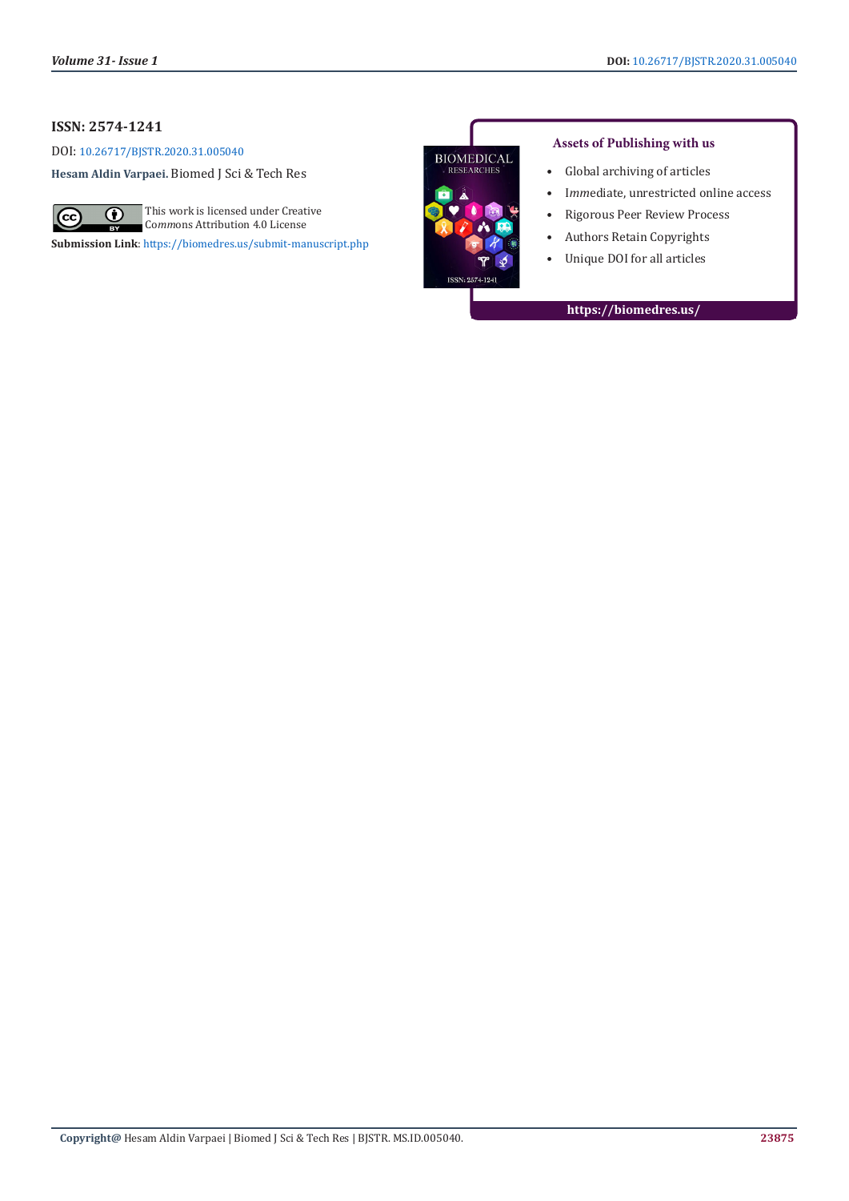**ISSN: 2574-1241**

DOI: 10.26717/BJSTR.2020.31.005040

**Hesam Aldin Varpaei.** Biomed J Sci & Tech Res

This work is licensed under Creative Commons Attribution 4.0 License

**Submission Link**: https://biomedres.us/submit-manuscript.php

**Assets of Publishing with us**

- Global archiving of articles
- Immediate, unrestricted online access
- Rigorous Peer Review Process
- Authors Retain Copyrights
- Unique DOI for all articles

**https://biomedres.us/**